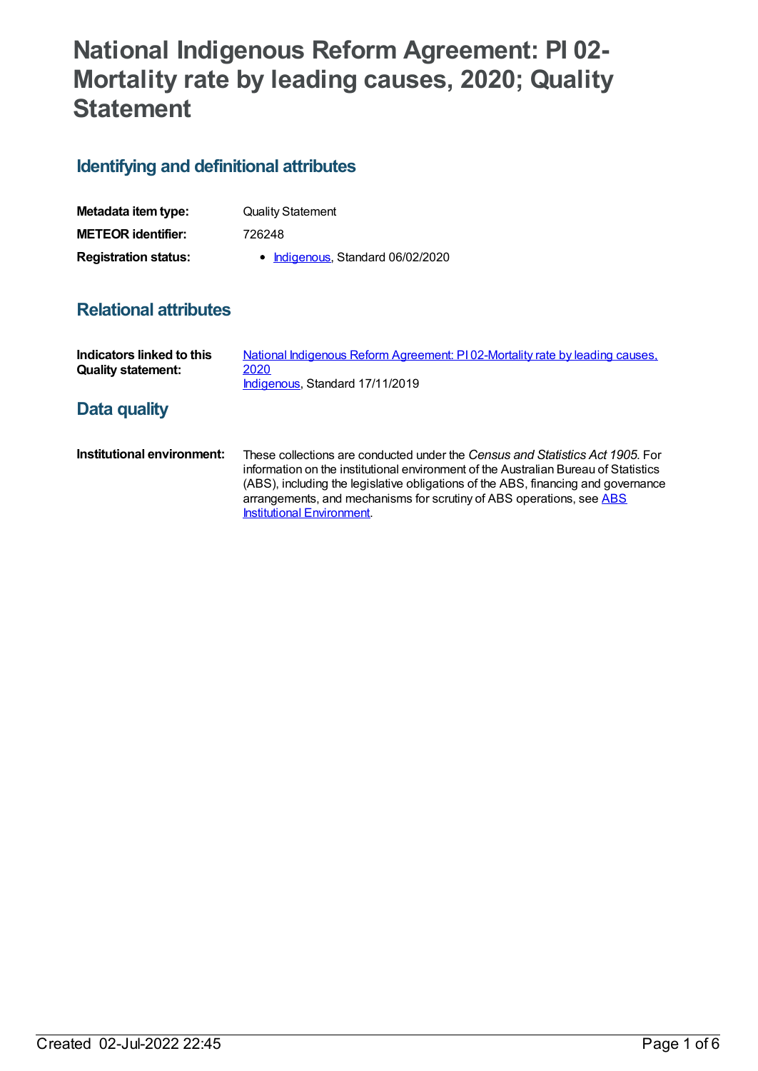# National Indigenous Reform Agreement: PI 02-Mortality rate by leading causes, 2020; Quality Statement

## Identifying and definitional attributes

| | |
|---|---|
| **Metadata item type:** | Quality Statement |
| **METEOR identifier:** | 726248 |
| **Registration status:** | • Indigenous, Standard 06/02/2020 |

## Relational attributes

| | |
|---|---|
| **Indicators linked to this Quality statement:** | National Indigenous Reform Agreement: PI 02-Mortality rate by leading causes, 2020<br>Indigenous, Standard 17/11/2019 |

## Data quality

| | |
|---|---|
| **Institutional environment:** | These collections are conducted under the *Census and Statistics Act 1905*. For information on the institutional environment of the Australian Bureau of Statistics (ABS), including the legislative obligations of the ABS, financing and governance arrangements, and mechanisms for scrutiny of ABS operations, see ABS Institutional Environment. |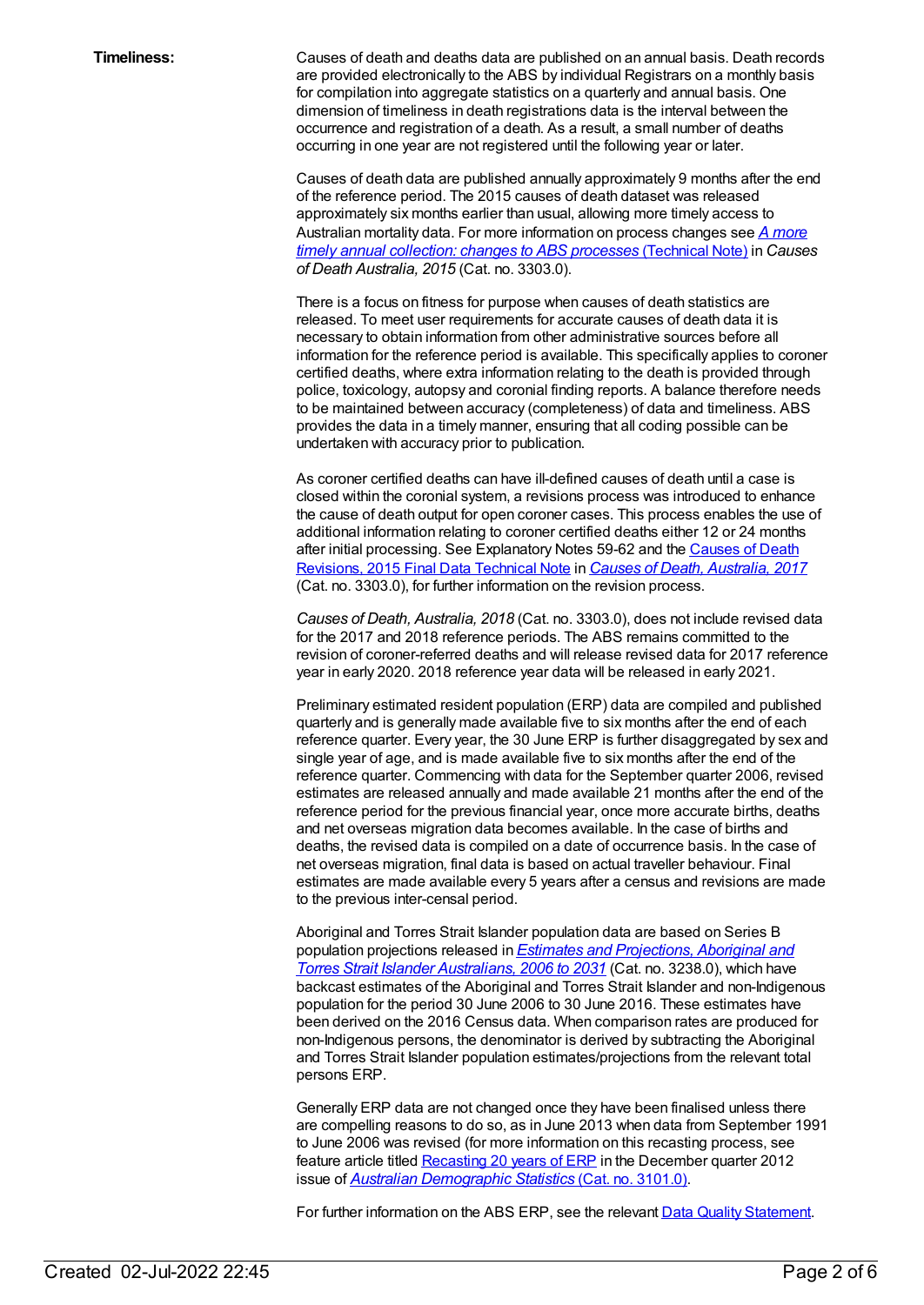**Timeliness:**

Causes of death and deaths data are published on an annual basis. Death records are provided electronically to the ABS by individual Registrars on a monthly basis for compilation into aggregate statistics on a quarterly and annual basis. One dimension of timeliness in death registrations data is the interval between the occurrence and registration of a death. As a result, a small number of deaths occurring in one year are not registered until the following year or later.

Causes of death data are published annually approximately 9 months after the end of the reference period. The 2015 causes of death dataset was released approximately six months earlier than usual, allowing more timely access to Australian mortality data. For more information on process changes see [*A more timely annual collection: changes to ABS processes* (Technical Note)] in *Causes of Death Australia, 2015* (Cat. no. 3303.0).

There is a focus on fitness for purpose when causes of death statistics are released. To meet user requirements for accurate causes of death data it is necessary to obtain information from other administrative sources before all information for the reference period is available. This specifically applies to coroner certified deaths, where extra information relating to the death is provided through police, toxicology, autopsy and coronial finding reports. A balance therefore needs to be maintained between accuracy (completeness) of data and timeliness. ABS provides the data in a timely manner, ensuring that all coding possible can be undertaken with accuracy prior to publication.

As coroner certified deaths can have ill-defined causes of death until a case is closed within the coronial system, a revisions process was introduced to enhance the cause of death output for open coroner cases. This process enables the use of additional information relating to coroner certified deaths either 12 or 24 months after initial processing. See Explanatory Notes 59-62 and the [Causes of Death Revisions, 2015 Final Data Technical Note] in [*Causes of Death, Australia, 2017*] (Cat. no. 3303.0), for further information on the revision process.

*Causes of Death, Australia, 2018* (Cat. no. 3303.0), does not include revised data for the 2017 and 2018 reference periods. The ABS remains committed to the revision of coroner-referred deaths and will release revised data for 2017 reference year in early 2020. 2018 reference year data will be released in early 2021.

Preliminary estimated resident population (ERP) data are compiled and published quarterly and is generally made available five to six months after the end of each reference quarter. Every year, the 30 June ERP is further disaggregated by sex and single year of age, and is made available five to six months after the end of the reference quarter. Commencing with data for the September quarter 2006, revised estimates are released annually and made available 21 months after the end of the reference period for the previous financial year, once more accurate births, deaths and net overseas migration data becomes available. In the case of births and deaths, the revised data is compiled on a date of occurrence basis. In the case of net overseas migration, final data is based on actual traveller behaviour. Final estimates are made available every 5 years after a census and revisions are made to the previous inter-censal period.

Aboriginal and Torres Strait Islander population data are based on Series B population projections released in [*Estimates and Projections, Aboriginal and Torres Strait Islander Australians, 2006 to 2031*] (Cat. no. 3238.0), which have backcast estimates of the Aboriginal and Torres Strait Islander and non-Indigenous population for the period 30 June 2006 to 30 June 2016. These estimates have been derived on the 2016 Census data. When comparison rates are produced for non-Indigenous persons, the denominator is derived by subtracting the Aboriginal and Torres Strait Islander population estimates/projections from the relevant total persons ERP.

Generally ERP data are not changed once they have been finalised unless there are compelling reasons to do so, as in June 2013 when data from September 1991 to June 2006 was revised (for more information on this recasting process, see feature article titled [Recasting 20 years of ERP] in the December quarter 2012 issue of [*Australian Demographic Statistics* (Cat. no. 3101.0)].

For further information on the ABS ERP, see the relevant [Data Quality Statement].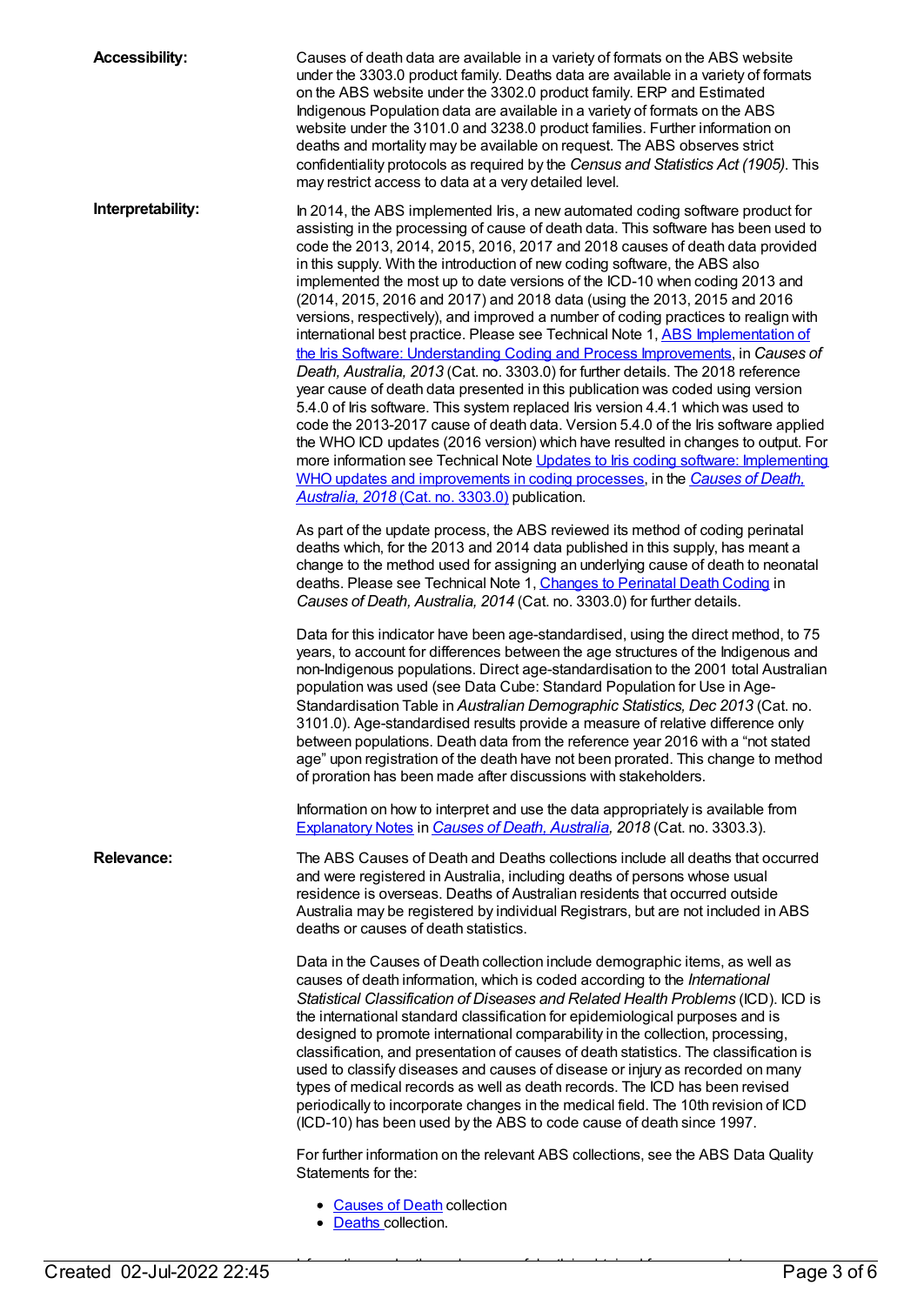**Accessibility:**

Causes of death data are available in a variety of formats on the ABS website under the 3303.0 product family. Deaths data are available in a variety of formats on the ABS website under the 3302.0 product family. ERP and Estimated Indigenous Population data are available in a variety of formats on the ABS website under the 3101.0 and 3238.0 product families. Further information on deaths and mortality may be available on request. The ABS observes strict confidentiality protocols as required by the *Census and Statistics Act (1905)*. This may restrict access to data at a very detailed level.

**Interpretability:**

In 2014, the ABS implemented Iris, a new automated coding software product for assisting in the processing of cause of death data. This software has been used to code the 2013, 2014, 2015, 2016, 2017 and 2018 causes of death data provided in this supply. With the introduction of new coding software, the ABS also implemented the most up to date versions of the ICD-10 when coding 2013 and (2014, 2015, 2016 and 2017) and 2018 data (using the 2013, 2015 and 2016 versions, respectively), and improved a number of coding practices to realign with international best practice. Please see Technical Note 1, [ABS Implementation of the Iris Software: Understanding Coding and Process Improvements](), in *Causes of Death, Australia, 2013* (Cat. no. 3303.0) for further details. The 2018 reference year cause of death data presented in this publication was coded using version 5.4.0 of Iris software. This system replaced Iris version 4.4.1 which was used to code the 2013-2017 cause of death data. Version 5.4.0 of the Iris software applied the WHO ICD updates (2016 version) which have resulted in changes to output. For more information see Technical Note [Updates to Iris coding software: Implementing WHO updates and improvements in coding processes](), in the [*Causes of Death, Australia, 2018* (Cat. no. 3303.0)]() publication.

As part of the update process, the ABS reviewed its method of coding perinatal deaths which, for the 2013 and 2014 data published in this supply, has meant a change to the method used for assigning an underlying cause of death to neonatal deaths. Please see Technical Note 1, [Changes to Perinatal Death Coding]() in *Causes of Death, Australia, 2014* (Cat. no. 3303.0) for further details.

Data for this indicator have been age-standardised, using the direct method, to 75 years, to account for differences between the age structures of the Indigenous and non-Indigenous populations. Direct age-standardisation to the 2001 total Australian population was used (see Data Cube: Standard Population for Use in Age-Standardisation Table in *Australian Demographic Statistics, Dec 2013* (Cat. no. 3101.0). Age-standardised results provide a measure of relative difference only between populations. Death data from the reference year 2016 with a "not stated age" upon registration of the death have not been prorated. This change to method of proration has been made after discussions with stakeholders.

Information on how to interpret and use the data appropriately is available from [Explanatory Notes]() in [*Causes of Death, Australia*](), *2018* (Cat. no. 3303.3).

**Relevance:**

The ABS Causes of Death and Deaths collections include all deaths that occurred and were registered in Australia, including deaths of persons whose usual residence is overseas. Deaths of Australian residents that occurred outside Australia may be registered by individual Registrars, but are not included in ABS deaths or causes of death statistics.

Data in the Causes of Death collection include demographic items, as well as causes of death information, which is coded according to the *International Statistical Classification of Diseases and Related Health Problems* (ICD). ICD is the international standard classification for epidemiological purposes and is designed to promote international comparability in the collection, processing, classification, and presentation of causes of death statistics. The classification is used to classify diseases and causes of disease or injury as recorded on many types of medical records as well as death records. The ICD has been revised periodically to incorporate changes in the medical field. The 10th revision of ICD (ICD-10) has been used by the ABS to code cause of death since 1997.

For further information on the relevant ABS collections, see the ABS Data Quality Statements for the:

- [Causes of Death]() collection
- [Deaths]() collection.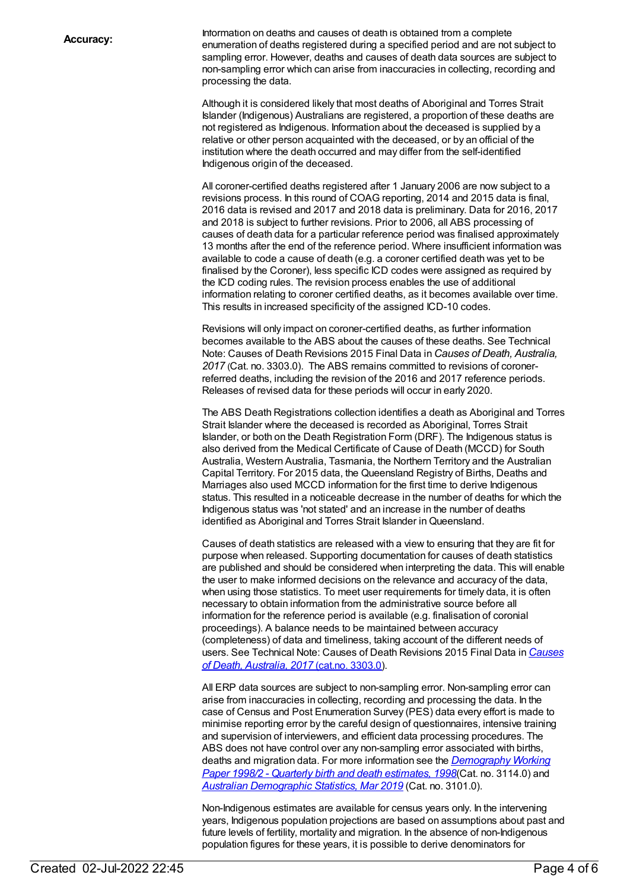**Accuracy:**

Information on deaths and causes of death is obtained from a complete enumeration of deaths registered during a specified period and are not subject to sampling error. However, deaths and causes of death data sources are subject to non-sampling error which can arise from inaccuracies in collecting, recording and processing the data.

Although it is considered likely that most deaths of Aboriginal and Torres Strait Islander (Indigenous) Australians are registered, a proportion of these deaths are not registered as Indigenous. Information about the deceased is supplied by a relative or other person acquainted with the deceased, or by an official of the institution where the death occurred and may differ from the self-identified Indigenous origin of the deceased.

All coroner-certified deaths registered after 1 January 2006 are now subject to a revisions process. In this round of COAG reporting, 2014 and 2015 data is final, 2016 data is revised and 2017 and 2018 data is preliminary. Data for 2016, 2017 and 2018 is subject to further revisions. Prior to 2006, all ABS processing of causes of death data for a particular reference period was finalised approximately 13 months after the end of the reference period. Where insufficient information was available to code a cause of death (e.g. a coroner certified death was yet to be finalised by the Coroner), less specific ICD codes were assigned as required by the ICD coding rules. The revision process enables the use of additional information relating to coroner certified deaths, as it becomes available over time. This results in increased specificity of the assigned ICD-10 codes.

Revisions will only impact on coroner-certified deaths, as further information becomes available to the ABS about the causes of these deaths. See Technical Note: Causes of Death Revisions 2015 Final Data in *Causes of Death, Australia, 2017* (Cat. no. 3303.0). The ABS remains committed to revisions of coroner-referred deaths, including the revision of the 2016 and 2017 reference periods. Releases of revised data for these periods will occur in early 2020.

The ABS Death Registrations collection identifies a death as Aboriginal and Torres Strait Islander where the deceased is recorded as Aboriginal, Torres Strait Islander, or both on the Death Registration Form (DRF). The Indigenous status is also derived from the Medical Certificate of Cause of Death (MCCD) for South Australia, Western Australia, Tasmania, the Northern Territory and the Australian Capital Territory. For 2015 data, the Queensland Registry of Births, Deaths and Marriages also used MCCD information for the first time to derive Indigenous status. This resulted in a noticeable decrease in the number of deaths for which the Indigenous status was 'not stated' and an increase in the number of deaths identified as Aboriginal and Torres Strait Islander in Queensland.

Causes of death statistics are released with a view to ensuring that they are fit for purpose when released. Supporting documentation for causes of death statistics are published and should be considered when interpreting the data. This will enable the user to make informed decisions on the relevance and accuracy of the data, when using those statistics. To meet user requirements for timely data, it is often necessary to obtain information from the administrative source before all information for the reference period is available (e.g. finalisation of coronial proceedings). A balance needs to be maintained between accuracy (completeness) of data and timeliness, taking account of the different needs of users. See Technical Note: Causes of Death Revisions 2015 Final Data in [*Causes of Death, Australia, 2017* (cat.no. 3303.0)](#).

All ERP data sources are subject to non-sampling error. Non-sampling error can arise from inaccuracies in collecting, recording and processing the data. In the case of Census and Post Enumeration Survey (PES) data every effort is made to minimise reporting error by the careful design of questionnaires, intensive training and supervision of interviewers, and efficient data processing procedures. The ABS does not have control over any non-sampling error associated with births, deaths and migration data. For more information see the [*Demography Working Paper 1998/2 - Quarterly birth and death estimates, 1998*](#)(Cat. no. 3114.0) and [*Australian Demographic Statistics, Mar 2019*](#) (Cat. no. 3101.0).

Non-Indigenous estimates are available for census years only. In the intervening years, Indigenous population projections are based on assumptions about past and future levels of fertility, mortality and migration. In the absence of non-Indigenous population figures for these years, it is possible to derive denominators for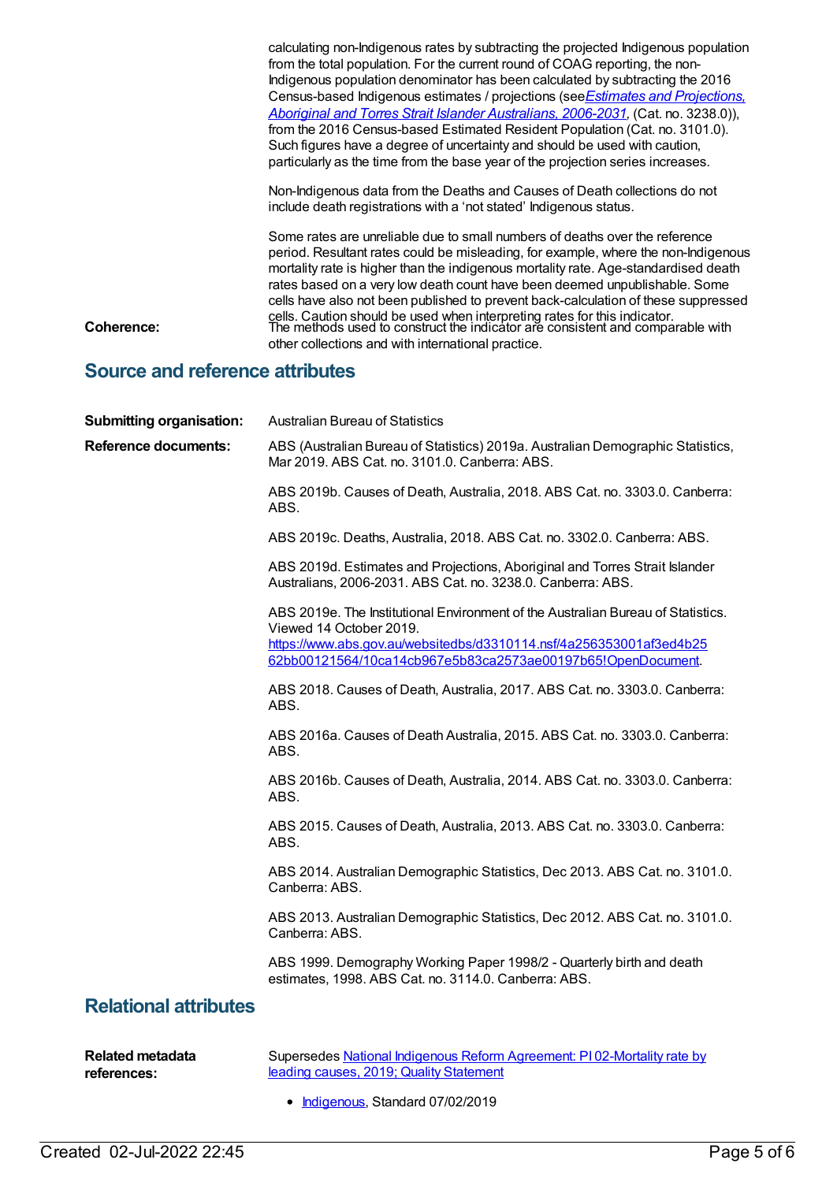calculating non-Indigenous rates by subtracting the projected Indigenous population from the total population. For the current round of COAG reporting, the non-Indigenous population denominator has been calculated by subtracting the 2016 Census-based Indigenous estimates / projections (see *Estimates and Projections, Aboriginal and Torres Strait Islander Australians, 2006-2031*, (Cat. no. 3238.0)), from the 2016 Census-based Estimated Resident Population (Cat. no. 3101.0). Such figures have a degree of uncertainty and should be used with caution, particularly as the time from the base year of the projection series increases.

Non-Indigenous data from the Deaths and Causes of Death collections do not include death registrations with a 'not stated' Indigenous status.

Some rates are unreliable due to small numbers of deaths over the reference period. Resultant rates could be misleading, for example, where the non-Indigenous mortality rate is higher than the indigenous mortality rate. Age-standardised death rates based on a very low death count have been deemed unpublishable. Some cells have also not been published to prevent back-calculation of these suppressed cells. Caution should be used when interpreting rates for this indicator.

**Coherence:** The methods used to construct the indicator are consistent and comparable with other collections and with international practice.

## Source and reference attributes

**Submitting organisation:** Australian Bureau of Statistics

**Reference documents:**

ABS (Australian Bureau of Statistics) 2019a. Australian Demographic Statistics, Mar 2019. ABS Cat. no. 3101.0. Canberra: ABS.

ABS 2019b. Causes of Death, Australia, 2018. ABS Cat. no. 3303.0. Canberra: ABS.

ABS 2019c. Deaths, Australia, 2018. ABS Cat. no. 3302.0. Canberra: ABS.

ABS 2019d. Estimates and Projections, Aboriginal and Torres Strait Islander Australians, 2006-2031. ABS Cat. no. 3238.0. Canberra: ABS.

ABS 2019e. The Institutional Environment of the Australian Bureau of Statistics. Viewed 14 October 2019. https://www.abs.gov.au/websitedbs/d3310114.nsf/4a256353001af3ed4b2562bb00121564/10ca14cb967e5b83ca2573ae00197b65!OpenDocument.

ABS 2018. Causes of Death, Australia, 2017. ABS Cat. no. 3303.0. Canberra: ABS.

ABS 2016a. Causes of Death Australia, 2015. ABS Cat. no. 3303.0. Canberra: ABS.

ABS 2016b. Causes of Death, Australia, 2014. ABS Cat. no. 3303.0. Canberra: ABS.

ABS 2015. Causes of Death, Australia, 2013. ABS Cat. no. 3303.0. Canberra: ABS.

ABS 2014. Australian Demographic Statistics, Dec 2013. ABS Cat. no. 3101.0. Canberra: ABS.

ABS 2013. Australian Demographic Statistics, Dec 2012. ABS Cat. no. 3101.0. Canberra: ABS.

ABS 1999. Demography Working Paper 1998/2 - Quarterly birth and death estimates, 1998. ABS Cat. no. 3114.0. Canberra: ABS.

## Relational attributes

**Related metadata references:** Supersedes National Indigenous Reform Agreement: PI 02-Mortality rate by leading causes, 2019; Quality Statement

- Indigenous, Standard 07/02/2019